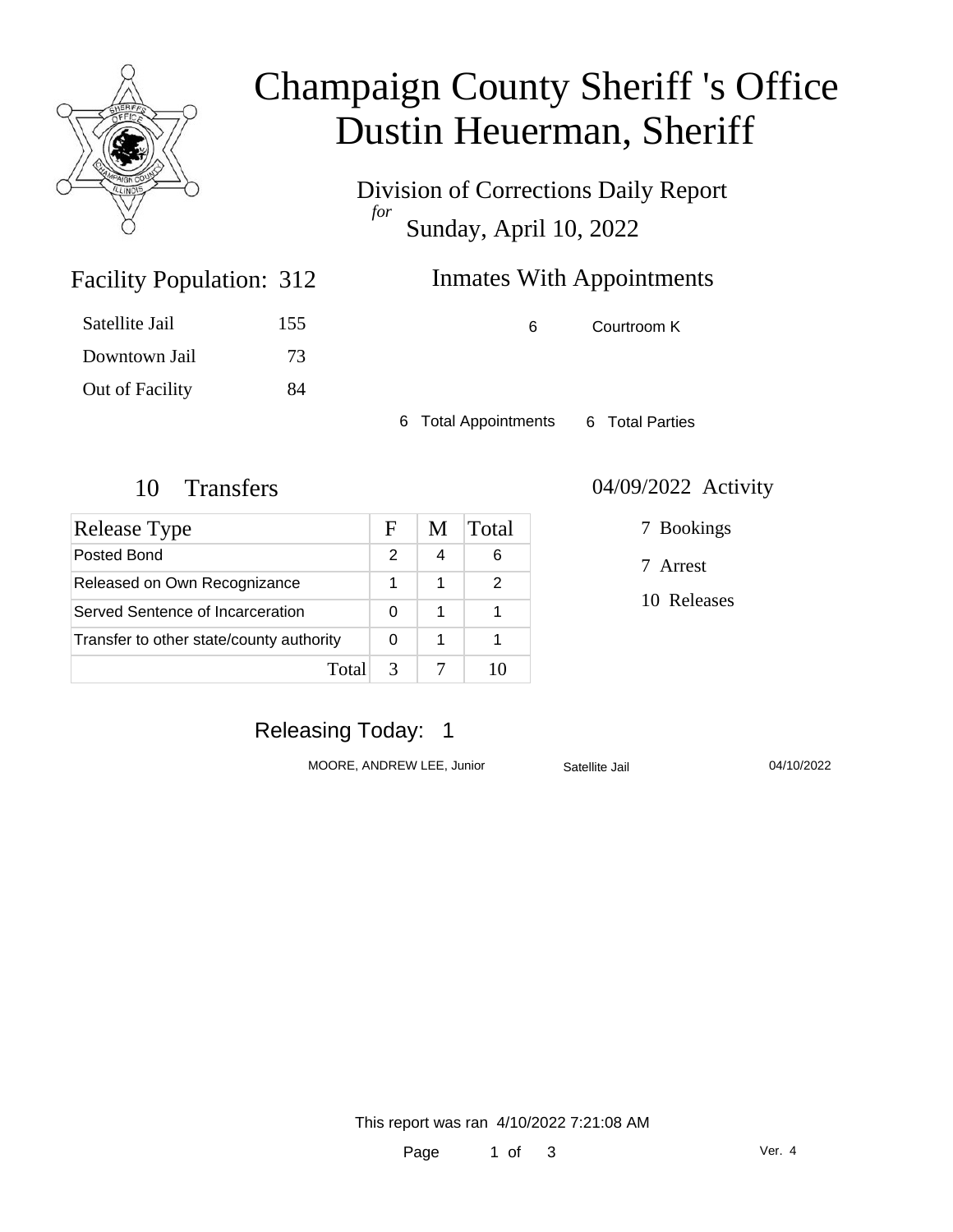# Champaign County Sheriff 's Office
# Dustin Heuerman, Sheriff

Division of Corrections Daily Report
*for*
Sunday, April 10, 2022

## Facility Population: 312

| | |
|---|---|
| Satellite Jail | 155 |
| Downtown Jail | 73 |
| Out of Facility | 84 |

## Inmates With Appointments

| | |
|---|---|
| 6 | Courtroom K |

6 Total Appointments 6 Total Parties

## 10 Transfers

| Release Type | F | M | Total |
|---|---|---|---|
| Posted Bond | 2 | 4 | 6 |
| Released on Own Recognizance | 1 | 1 | 2 |
| Served Sentence of Incarceration | 0 | 1 | 1 |
| Transfer to other state/county authority | 0 | 1 | 1 |
| Total | 3 | 7 | 10 |

## 04/09/2022 Activity

7 Bookings

7 Arrest

10 Releases

## Releasing Today: 1

| | | |
|---|---|---|
| MOORE, ANDREW LEE, Junior | Satellite Jail | 04/10/2022 |

This report was ran 4/10/2022 7:21:08 AM

Ver. 4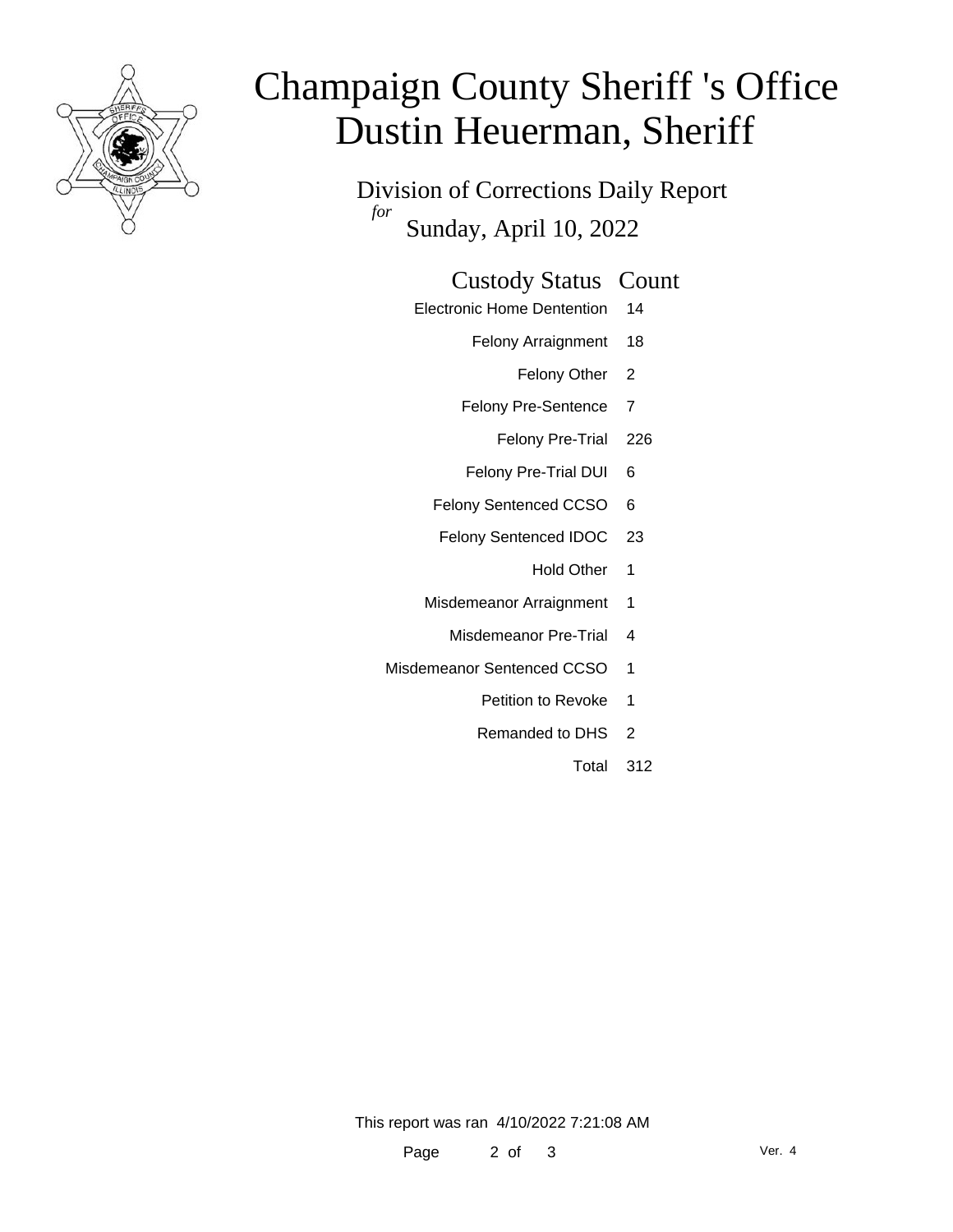# Champaign County Sheriff 's Office
# Dustin Heuerman, Sheriff

## Division of Corrections Daily Report
*for*
## Sunday, April 10, 2022

| Custody Status | Count |
|---|---|
| Electronic Home Dentention | 14 |
| Felony Arraignment | 18 |
| Felony Other | 2 |
| Felony Pre-Sentence | 7 |
| Felony Pre-Trial | 226 |
| Felony Pre-Trial DUI | 6 |
| Felony Sentenced CCSO | 6 |
| Felony Sentenced IDOC | 23 |
| Hold Other | 1 |
| Misdemeanor Arraignment | 1 |
| Misdemeanor Pre-Trial | 4 |
| Misdemeanor Sentenced CCSO | 1 |
| Petition to Revoke | 1 |
| Remanded to DHS | 2 |
| Total | 312 |

This report was ran 4/10/2022 7:21:08 AM

Ver. 4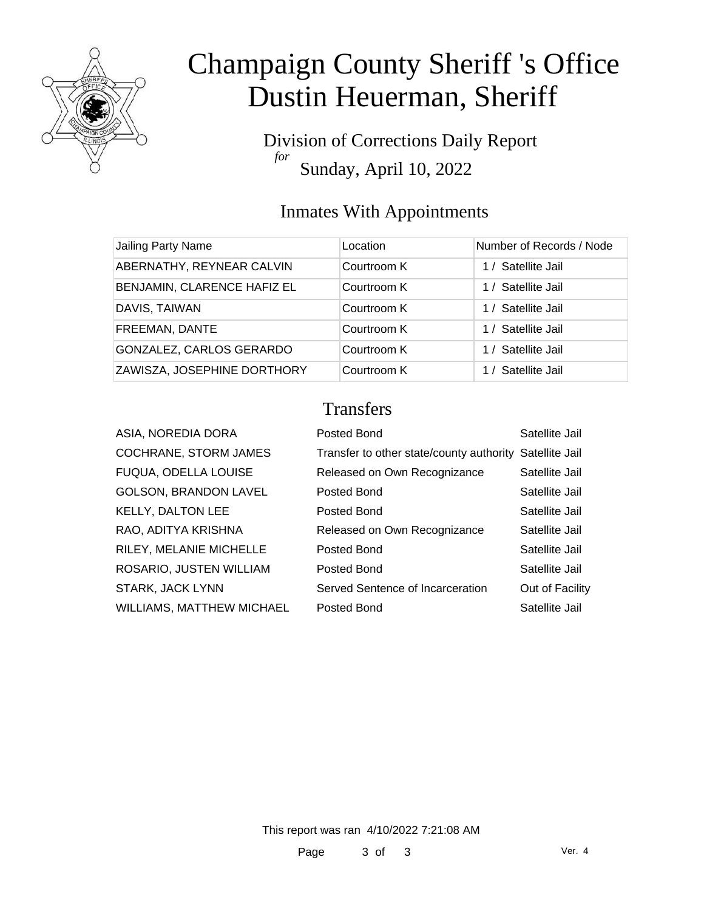# Champaign County Sheriff 's Office
# Dustin Heuerman, Sheriff

Division of Corrections Daily Report
*for*
Sunday, April 10, 2022

## Inmates With Appointments

| Jailing Party Name | Location | Number of Records / Node |
|---|---|---|
| ABERNATHY, REYNEAR CALVIN | Courtroom K | 1 / Satellite Jail |
| BENJAMIN, CLARENCE HAFIZ EL | Courtroom K | 1 / Satellite Jail |
| DAVIS, TAIWAN | Courtroom K | 1 / Satellite Jail |
| FREEMAN, DANTE | Courtroom K | 1 / Satellite Jail |
| GONZALEZ, CARLOS GERARDO | Courtroom K | 1 / Satellite Jail |
| ZAWISZA, JOSEPHINE DORTHORY | Courtroom K | 1 / Satellite Jail |

## Transfers

| | | |
|---|---|---|
| ASIA, NOREDIA DORA | Posted Bond | Satellite Jail |
| COCHRANE, STORM JAMES | Transfer to other state/county authority | Satellite Jail |
| FUQUA, ODELLA LOUISE | Released on Own Recognizance | Satellite Jail |
| GOLSON, BRANDON LAVEL | Posted Bond | Satellite Jail |
| KELLY, DALTON LEE | Posted Bond | Satellite Jail |
| RAO, ADITYA KRISHNA | Released on Own Recognizance | Satellite Jail |
| RILEY, MELANIE MICHELLE | Posted Bond | Satellite Jail |
| ROSARIO, JUSTEN WILLIAM | Posted Bond | Satellite Jail |
| STARK, JACK LYNN | Served Sentence of Incarceration | Out of Facility |
| WILLIAMS, MATTHEW MICHAEL | Posted Bond | Satellite Jail |

This report was ran 4/10/2022 7:21:08 AM

Ver. 4